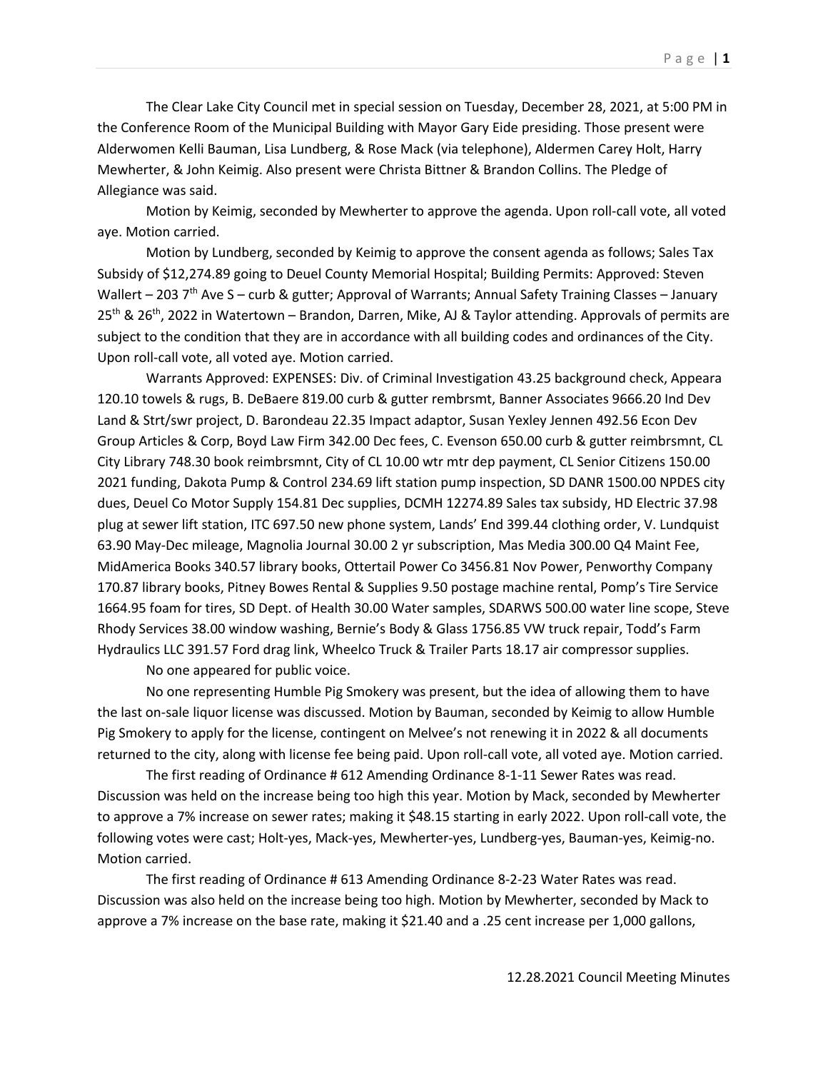The Clear Lake City Council met in special session on Tuesday, December 28, 2021, at 5:00 PM in the Conference Room of the Municipal Building with Mayor Gary Eide presiding. Those present were Alderwomen Kelli Bauman, Lisa Lundberg, & Rose Mack (via telephone), Aldermen Carey Holt, Harry Mewherter, & John Keimig. Also present were Christa Bittner & Brandon Collins. The Pledge of Allegiance was said.

Motion by Keimig, seconded by Mewherter to approve the agenda. Upon roll-call vote, all voted aye. Motion carried.

Motion by Lundberg, seconded by Keimig to approve the consent agenda as follows; Sales Tax Subsidy of $12,274.89 going to Deuel County Memorial Hospital; Building Permits: Approved: Steven Wallert – 203 7th Ave S – curb & gutter; Approval of Warrants; Annual Safety Training Classes – January 25th & 26th, 2022 in Watertown – Brandon, Darren, Mike, AJ & Taylor attending. Approvals of permits are subject to the condition that they are in accordance with all building codes and ordinances of the City. Upon roll-call vote, all voted aye. Motion carried.

Warrants Approved: EXPENSES: Div. of Criminal Investigation 43.25 background check, Appeara 120.10 towels & rugs, B. DeBaere 819.00 curb & gutter rembrsmt, Banner Associates 9666.20 Ind Dev Land & Strt/swr project, D. Barondeau 22.35 Impact adaptor, Susan Yexley Jennen 492.56 Econ Dev Group Articles & Corp, Boyd Law Firm 342.00 Dec fees, C. Evenson 650.00 curb & gutter reimbrsmnt, CL City Library 748.30 book reimbrsmnt, City of CL 10.00 wtr mtr dep payment, CL Senior Citizens 150.00 2021 funding, Dakota Pump & Control 234.69 lift station pump inspection, SD DANR 1500.00 NPDES city dues, Deuel Co Motor Supply 154.81 Dec supplies, DCMH 12274.89 Sales tax subsidy, HD Electric 37.98 plug at sewer lift station, ITC 697.50 new phone system, Lands' End 399.44 clothing order, V. Lundquist 63.90 May-Dec mileage, Magnolia Journal 30.00 2 yr subscription, Mas Media 300.00 Q4 Maint Fee, MidAmerica Books 340.57 library books, Ottertail Power Co 3456.81 Nov Power, Penworthy Company 170.87 library books, Pitney Bowes Rental & Supplies 9.50 postage machine rental, Pomp's Tire Service 1664.95 foam for tires, SD Dept. of Health 30.00 Water samples, SDARWS 500.00 water line scope, Steve Rhody Services 38.00 window washing, Bernie's Body & Glass 1756.85 VW truck repair, Todd's Farm Hydraulics LLC 391.57 Ford drag link, Wheelco Truck & Trailer Parts 18.17 air compressor supplies.

No one appeared for public voice.

No one representing Humble Pig Smokery was present, but the idea of allowing them to have the last on-sale liquor license was discussed. Motion by Bauman, seconded by Keimig to allow Humble Pig Smokery to apply for the license, contingent on Melvee's not renewing it in 2022 & all documents returned to the city, along with license fee being paid. Upon roll-call vote, all voted aye. Motion carried.

The first reading of Ordinance # 612 Amending Ordinance 8-1-11 Sewer Rates was read. Discussion was held on the increase being too high this year. Motion by Mack, seconded by Mewherter to approve a 7% increase on sewer rates; making it $48.15 starting in early 2022. Upon roll-call vote, the following votes were cast; Holt-yes, Mack-yes, Mewherter-yes, Lundberg-yes, Bauman-yes, Keimig-no. Motion carried.

The first reading of Ordinance # 613 Amending Ordinance 8-2-23 Water Rates was read. Discussion was also held on the increase being too high. Motion by Mewherter, seconded by Mack to approve a 7% increase on the base rate, making it $21.40 and a .25 cent increase per 1,000 gallons,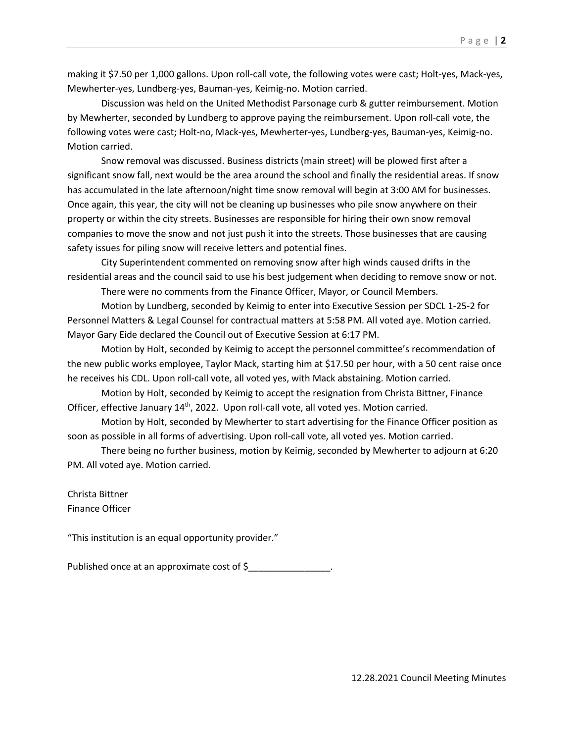making it $7.50 per 1,000 gallons. Upon roll-call vote, the following votes were cast; Holt-yes, Mack-yes, Mewherter-yes, Lundberg-yes, Bauman-yes, Keimig-no. Motion carried.

Discussion was held on the United Methodist Parsonage curb & gutter reimbursement. Motion by Mewherter, seconded by Lundberg to approve paying the reimbursement. Upon roll-call vote, the following votes were cast; Holt-no, Mack-yes, Mewherter-yes, Lundberg-yes, Bauman-yes, Keimig-no. Motion carried.

Snow removal was discussed. Business districts (main street) will be plowed first after a significant snow fall, next would be the area around the school and finally the residential areas. If snow has accumulated in the late afternoon/night time snow removal will begin at 3:00 AM for businesses. Once again, this year, the city will not be cleaning up businesses who pile snow anywhere on their property or within the city streets. Businesses are responsible for hiring their own snow removal companies to move the snow and not just push it into the streets. Those businesses that are causing safety issues for piling snow will receive letters and potential fines.

City Superintendent commented on removing snow after high winds caused drifts in the residential areas and the council said to use his best judgement when deciding to remove snow or not.

There were no comments from the Finance Officer, Mayor, or Council Members.

Motion by Lundberg, seconded by Keimig to enter into Executive Session per SDCL 1-25-2 for Personnel Matters & Legal Counsel for contractual matters at 5:58 PM. All voted aye. Motion carried. Mayor Gary Eide declared the Council out of Executive Session at 6:17 PM.

Motion by Holt, seconded by Keimig to accept the personnel committee's recommendation of the new public works employee, Taylor Mack, starting him at $17.50 per hour, with a 50 cent raise once he receives his CDL. Upon roll-call vote, all voted yes, with Mack abstaining. Motion carried.

Motion by Holt, seconded by Keimig to accept the resignation from Christa Bittner, Finance Officer, effective January 14th, 2022. Upon roll-call vote, all voted yes. Motion carried.

Motion by Holt, seconded by Mewherter to start advertising for the Finance Officer position as soon as possible in all forms of advertising. Upon roll-call vote, all voted yes. Motion carried.

There being no further business, motion by Keimig, seconded by Mewherter to adjourn at 6:20 PM. All voted aye. Motion carried.

Christa Bittner
Finance Officer

"This institution is an equal opportunity provider."

Published once at an approximate cost of $________________.